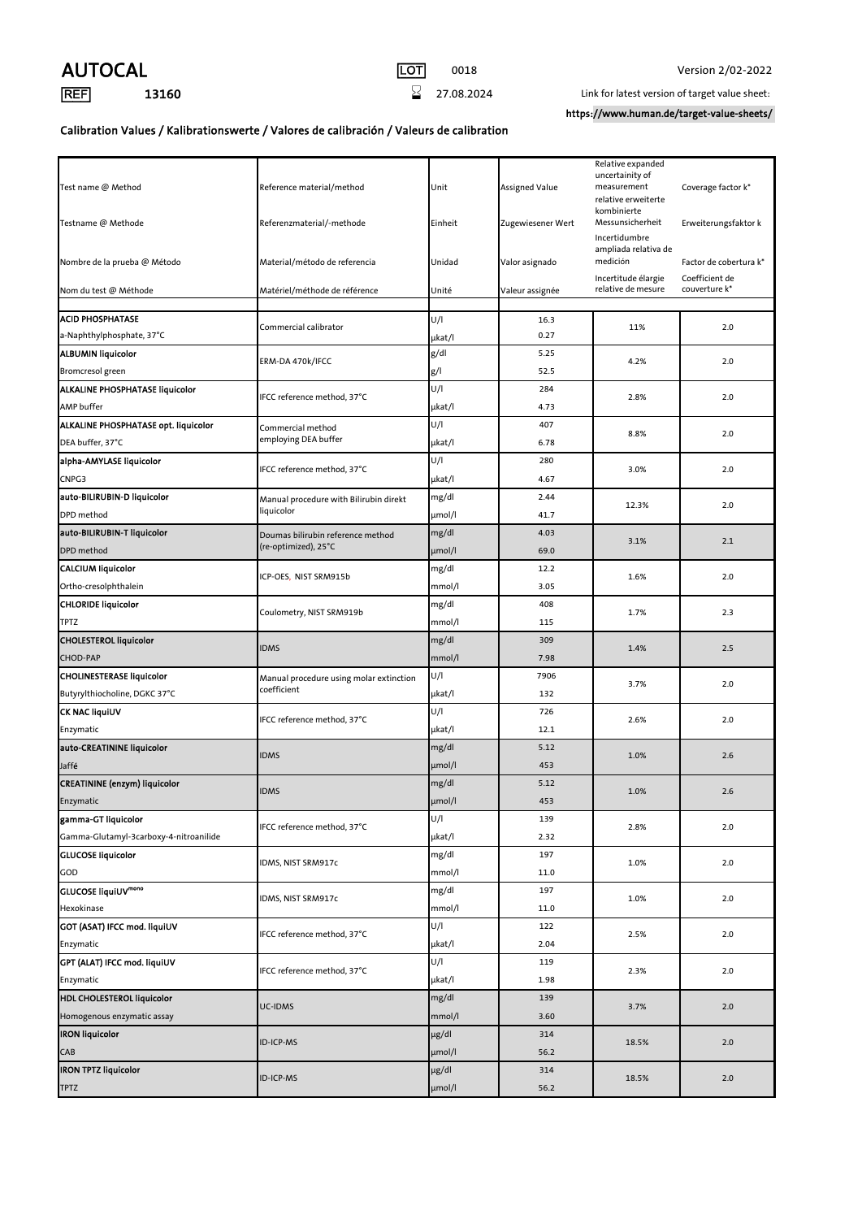# AUTOCAL

REF 13160

LOT 0018

⌛ 27.08.2024

Version 2/02-2022

Link for latest version of target value sheet:

**https://www.human.de/target-value-sheets/**

## Calibration Values / Kalibrationswerte / Valores de calibración / Valeurs de calibration

| Test name @ Method<br>Testname @ Methode<br>Nombre de la prueba @ Método<br>Nom du test @ Méthode | Reference material/method<br>Referenzmaterial/-methode<br>Material/método de referencia<br>Matériel/méthode de référence | Unit<br>Einheit<br>Unidad<br>Unité | Assigned Value<br>Zugewiesener Wert<br>Valor asignado<br>Valeur assignée | Relative expanded uncertainity of measurement<br>relative erweiterte kombinierte Messunsicherheit<br>Incertidumbre ampliada relativa de medición<br>Incertitude élargie relative de mesure | Coverage factor k*<br>Erweiterungsfaktor k<br>Factor de cobertura k*<br>Coefficient de couverture k* |
|---|---|---|---|---|---|
| **ACID PHOSPHATASE** | Commercial calibrator | U/l | 16.3 | 11% | 2.0 |
| a-Naphthylphosphate, 37°C | | µkat/l | 0.27 | | |
| **ALBUMIN liquicolor** | ERM-DA 470k/IFCC | g/dl | 5.25 | 4.2% | 2.0 |
| Bromcresol green | | g/l | 52.5 | | |
| **ALKALINE PHOSPHATASE liquicolor** | IFCC reference method, 37°C | U/l | 284 | 2.8% | 2.0 |
| AMP buffer | | µkat/l | 4.73 | | |
| **ALKALINE PHOSPHATASE opt. liquicolor** | Commercial method employing DEA buffer | U/l | 407 | 8.8% | 2.0 |
| DEA buffer, 37°C | | µkat/l | 6.78 | | |
| **alpha-AMYLASE liquicolor** | IFCC reference method, 37°C | U/l | 280 | 3.0% | 2.0 |
| CNPG3 | | µkat/l | 4.67 | | |
| **auto-BILIRUBIN-D liquicolor** | Manual procedure with Bilirubin direkt liquicolor | mg/dl | 2.44 | 12.3% | 2.0 |
| DPD method | | µmol/l | 41.7 | | |
| **auto-BILIRUBIN-T liquicolor** | Doumas bilirubin reference method (re-optimized), 25°C | mg/dl | 4.03 | 3.1% | 2.1 |
| DPD method | | µmol/l | 69.0 | | |
| **CALCIUM liquicolor** | ICP-OES, NIST SRM915b | mg/dl | 12.2 | 1.6% | 2.0 |
| Ortho-cresolphthalein | | mmol/l | 3.05 | | |
| **CHLORIDE liquicolor** | Coulometry, NIST SRM919b | mg/dl | 408 | 1.7% | 2.3 |
| TPTZ | | mmol/l | 115 | | |
| **CHOLESTEROL liquicolor** | IDMS | mg/dl | 309 | 1.4% | 2.5 |
| CHOD-PAP | | mmol/l | 7.98 | | |
| **CHOLINESTERASE liquicolor** | Manual procedure using molar extinction coefficient | U/l | 7906 | 3.7% | 2.0 |
| Butyrylthiocholine, DGKC 37°C | | µkat/l | 132 | | |
| **CK NAC liquiUV** | IFCC reference method, 37°C | U/l | 726 | 2.6% | 2.0 |
| Enzymatic | | µkat/l | 12.1 | | |
| **auto-CREATININE liquicolor** | IDMS | mg/dl | 5.12 | 1.0% | 2.6 |
| Jaffé | | µmol/l | 453 | | |
| **CREATININE (enzym) liquicolor** | IDMS | mg/dl | 5.12 | 1.0% | 2.6 |
| Enzymatic | | µmol/l | 453 | | |
| **gamma-GT liquicolor** | IFCC reference method, 37°C | U/l | 139 | 2.8% | 2.0 |
| Gamma-Glutamyl-3carboxy-4-nitroanilide | | µkat/l | 2.32 | | |
| **GLUCOSE liquicolor** | IDMS, NIST SRM917c | mg/dl | 197 | 1.0% | 2.0 |
| GOD | | mmol/l | 11.0 | | |
| **GLUCOSE liquiUV$^{mono}$** | IDMS, NIST SRM917c | mg/dl | 197 | 1.0% | 2.0 |
| Hexokinase | | mmol/l | 11.0 | | |
| **GOT (ASAT) IFCC mod. liquiUV** | IFCC reference method, 37°C | U/l | 122 | 2.5% | 2.0 |
| Enzymatic | | µkat/l | 2.04 | | |
| **GPT (ALAT) IFCC mod. liquiUV** | IFCC reference method, 37°C | U/l | 119 | 2.3% | 2.0 |
| Enzymatic | | µkat/l | 1.98 | | |
| **HDL CHOLESTEROL liquicolor** | UC-IDMS | mg/dl | 139 | 3.7% | 2.0 |
| Homogenous enzymatic assay | | mmol/l | 3.60 | | |
| **IRON liquicolor** | ID-ICP-MS | µg/dl | 314 | 18.5% | 2.0 |
| CAB | | µmol/l | 56.2 | | |
| **IRON TPTZ liquicolor** | ID-ICP-MS | µg/dl | 314 | 18.5% | 2.0 |
| TPTZ | | µmol/l | 56.2 | | |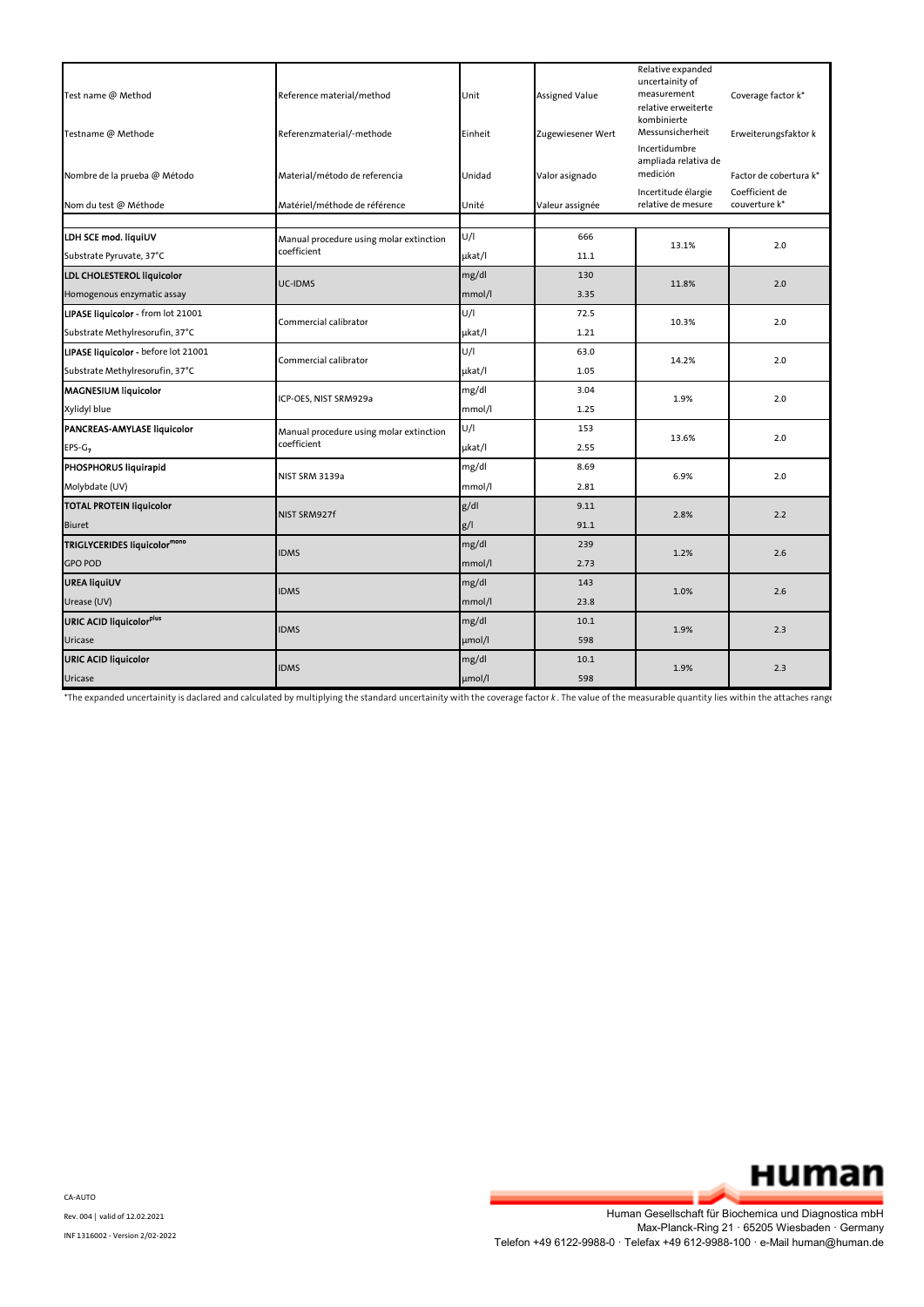| Test name @ Method<br>Testname @ Methode<br>Nombre de la prueba @ Método<br>Nom du test @ Méthode | Reference material/method<br>Referenzmaterial/-methode<br>Material/método de referencia<br>Matériel/méthode de référence | Unit<br>Einheit<br>Unidad<br>Unité | Assigned Value<br>Zugewiesener Wert<br>Valor asignado<br>Valeur assignée | Relative expanded uncertainity of measurement<br>relative erweiterte kombinierte Messunsicherheit<br>Incertidumbre ampliada relativa de medición<br>Incertitude élargie relative de mesure | Coverage factor k*<br>Erweiterungsfaktor k<br>Factor de cobertura k*<br>Coefficient de couverture k* |
|---|---|---|---|---|---|
| **LDH SCE mod. liquiUV**<br>Substrate Pyruvate, 37°C | Manual procedure using molar extinction coefficient | U/l<br>µkat/l | 666<br>11.1 | 13.1% | 2.0 |
| **LDL CHOLESTEROL liquicolor**<br>Homogenous enzymatic assay | UC-IDMS | mg/dl<br>mmol/l | 130<br>3.35 | 11.8% | 2.0 |
| **LIPASE liquicolor** - from lot 21001<br>Substrate Methylresorufin, 37°C | Commercial calibrator | U/l<br>µkat/l | 72.5<br>1.21 | 10.3% | 2.0 |
| **LIPASE liquicolor** - before lot 21001<br>Substrate Methylresorufin, 37°C | Commercial calibrator | U/l<br>µkat/l | 63.0<br>1.05 | 14.2% | 2.0 |
| **MAGNESIUM liquicolor**<br>Xylidyl blue | ICP-OES, NIST SRM929a | mg/dl<br>mmol/l | 3.04<br>1.25 | 1.9% | 2.0 |
| **PANCREAS-AMYLASE liquicolor**<br>EPS-$G_7$ | Manual procedure using molar extinction coefficient | U/l<br>µkat/l | 153<br>2.55 | 13.6% | 2.0 |
| **PHOSPHORUS liquirapid**<br>Molybdate (UV) | NIST SRM 3139a | mg/dl<br>mmol/l | 8.69<br>2.81 | 6.9% | 2.0 |
| **TOTAL PROTEIN liquicolor**<br>Biuret | NIST SRM927f | g/dl<br>g/l | 9.11<br>91.1 | 2.8% | 2.2 |
| **TRIGLYCERIDES liquicolor[mono]**<br>GPO POD | IDMS | mg/dl<br>mmol/l | 239<br>2.73 | 1.2% | 2.6 |
| **UREA liquiUV**<br>Urease (UV) | IDMS | mg/dl<br>mmol/l | 143<br>23.8 | 1.0% | 2.6 |
| **URIC ACID liquicolor[plus]**<br>Uricase | IDMS | mg/dl<br>µmol/l | 10.1<br>598 | 1.9% | 2.3 |
| **URIC ACID liquicolor**<br>Uricase | IDMS | mg/dl<br>µmol/l | 10.1<br>598 | 1.9% | 2.3 |

*The expanded uncertainity is daclared and calculated by multiplying the standard uncertainity with the coverage factor *k*. The value of the measurable quantity lies within the attaches range

CA-AUTO

Rev. 004 | valid of 12.02.2021

INF 1316002 - Version 2/02-2022

**Human**

Human Gesellschaft für Biochemica und Diagnostica mbH
Max-Planck-Ring 21 · 65205 Wiesbaden · Germany
Telefon +49 6122-9988-0 · Telefax +49 612-9988-100 · e-Mail human@human.de